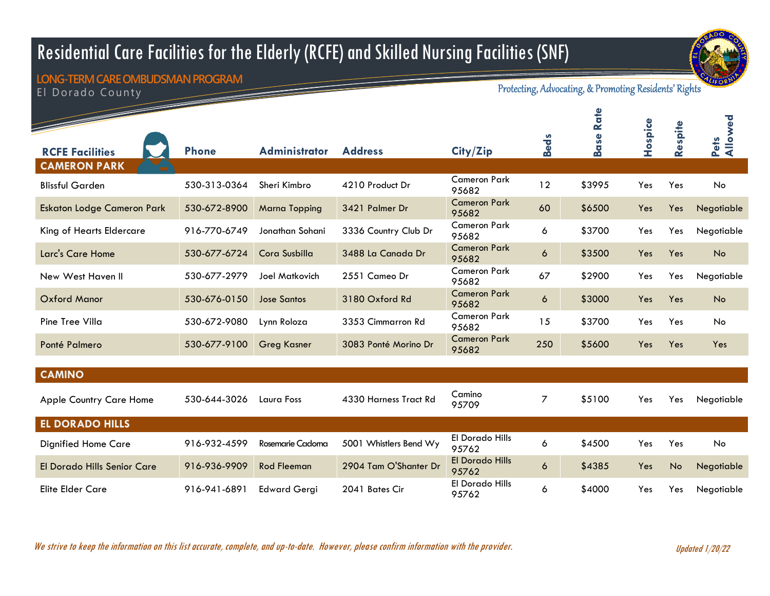# Residential Care Facilities for the Elderly (RCFE) and Skilled Nursing Facilities (SNF)

**LONG-TERM CARE OMBUDSMAN PROGRAM**

El Dorado County

*Protecting, Advocating, & Promoting Residents' Rights*

| RCFE Facilities | Phone | Administrator | Address | City/Zip | Beds | Base Rate | Hospice | Respite | Pets Allowed |
|---|---|---|---|---|---|---|---|---|---|
| **CAMERON PARK** | | | | | | | | | |
| Blissful Garden | 530-313-0364 | Sheri Kimbro | 4210 Product Dr | Cameron Park 95682 | 12 | $3995 | Yes | Yes | No |
| Eskaton Lodge Cameron Park | 530-672-8900 | Marna Topping | 3421 Palmer Dr | Cameron Park 95682 | 60 | $6500 | Yes | Yes | Negotiable |
| King of Hearts Eldercare | 916-770-6749 | Jonathan Sohani | 3336 Country Club Dr | Cameron Park 95682 | 6 | $3700 | Yes | Yes | Negotiable |
| Larc's Care Home | 530-677-6724 | Cora Susbilla | 3488 La Canada Dr | Cameron Park 95682 | 6 | $3500 | Yes | Yes | No |
| New West Haven II | 530-677-2979 | Joel Matkovich | 2551 Cameo Dr | Cameron Park 95682 | 67 | $2900 | Yes | Yes | Negotiable |
| Oxford Manor | 530-676-0150 | Jose Santos | 3180 Oxford Rd | Cameron Park 95682 | 6 | $3000 | Yes | Yes | No |
| Pine Tree Villa | 530-672-9080 | Lynn Roloza | 3353 Cimmarron Rd | Cameron Park 95682 | 15 | $3700 | Yes | Yes | No |
| Ponté Palmero | 530-677-9100 | Greg Kasner | 3083 Ponté Morino Dr | Cameron Park 95682 | 250 | $5600 | Yes | Yes | Yes |
| **CAMINO** | | | | | | | | | |
| Apple Country Care Home | 530-644-3026 | Laura Foss | 4330 Harness Tract Rd | Camino 95709 | 7 | $5100 | Yes | Yes | Negotiable |
| **EL DORADO HILLS** | | | | | | | | | |
| Dignified Home Care | 916-932-4599 | Rosemarie Cadoma | 5001 Whistlers Bend Wy | El Dorado Hills 95762 | 6 | $4500 | Yes | Yes | No |
| El Dorado Hills Senior Care | 916-936-9909 | Rod Fleeman | 2904 Tam O'Shanter Dr | El Dorado Hills 95762 | 6 | $4385 | Yes | No | Negotiable |
| Elite Elder Care | 916-941-6891 | Edward Gergi | 2041 Bates Cir | El Dorado Hills 95762 | 6 | $4000 | Yes | Yes | Negotiable |

*We strive to keep the information on this list accurate, complete, and up-to-date. However, please confirm information with the provider.*

*Updated 1/20/22*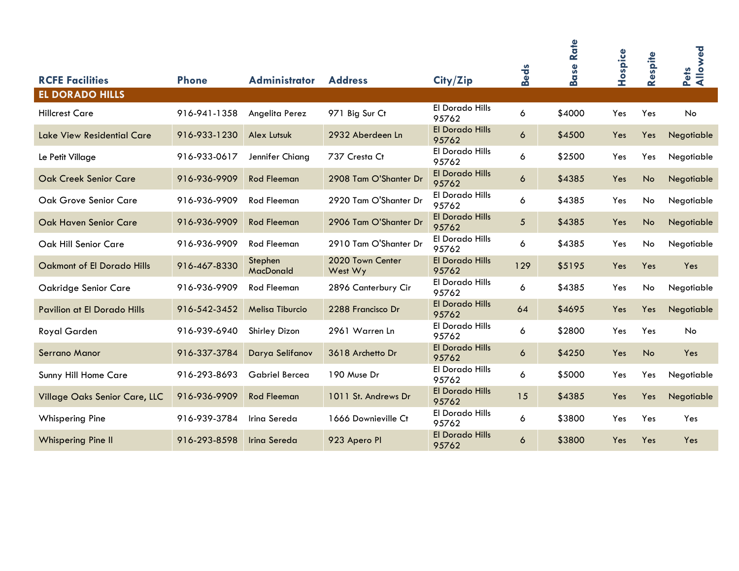| RCFE Facilities | Phone | Administrator | Address | City/Zip | Beds | Base Rate | Hospice | Respite | Pets Allowed |
|---|---|---|---|---|---|---|---|---|---|
| **EL DORADO HILLS** | | | | | | | | | |
| Hillcrest Care | 916-941-1358 | Angelita Perez | 971 Big Sur Ct | El Dorado Hills 95762 | 6 | $4000 | Yes | Yes | No |
| Lake View Residential Care | 916-933-1230 | Alex Lutsuk | 2932 Aberdeen Ln | El Dorado Hills 95762 | 6 | $4500 | Yes | Yes | Negotiable |
| Le Petit Village | 916-933-0617 | Jennifer Chiang | 737 Cresta Ct | El Dorado Hills 95762 | 6 | $2500 | Yes | Yes | Negotiable |
| Oak Creek Senior Care | 916-936-9909 | Rod Fleeman | 2908 Tam O'Shanter Dr | El Dorado Hills 95762 | 6 | $4385 | Yes | No | Negotiable |
| Oak Grove Senior Care | 916-936-9909 | Rod Fleeman | 2920 Tam O'Shanter Dr | El Dorado Hills 95762 | 6 | $4385 | Yes | No | Negotiable |
| Oak Haven Senior Care | 916-936-9909 | Rod Fleeman | 2906 Tam O'Shanter Dr | El Dorado Hills 95762 | 5 | $4385 | Yes | No | Negotiable |
| Oak Hill Senior Care | 916-936-9909 | Rod Fleeman | 2910 Tam O'Shanter Dr | El Dorado Hills 95762 | 6 | $4385 | Yes | No | Negotiable |
| Oakmont of El Dorado Hills | 916-467-8330 | Stephen MacDonald | 2020 Town Center West Wy | El Dorado Hills 95762 | 129 | $5195 | Yes | Yes | Yes |
| Oakridge Senior Care | 916-936-9909 | Rod Fleeman | 2896 Canterbury Cir | El Dorado Hills 95762 | 6 | $4385 | Yes | No | Negotiable |
| Pavilion at El Dorado Hills | 916-542-3452 | Melisa Tiburcio | 2288 Francisco Dr | El Dorado Hills 95762 | 64 | $4695 | Yes | Yes | Negotiable |
| Royal Garden | 916-939-6940 | Shirley Dizon | 2961 Warren Ln | El Dorado Hills 95762 | 6 | $2800 | Yes | Yes | No |
| Serrano Manor | 916-337-3784 | Darya Selifanov | 3618 Archetto Dr | El Dorado Hills 95762 | 6 | $4250 | Yes | No | Yes |
| Sunny Hill Home Care | 916-293-8693 | Gabriel Bercea | 190 Muse Dr | El Dorado Hills 95762 | 6 | $5000 | Yes | Yes | Negotiable |
| Village Oaks Senior Care, LLC | 916-936-9909 | Rod Fleeman | 1011 St. Andrews Dr | El Dorado Hills 95762 | 15 | $4385 | Yes | Yes | Negotiable |
| Whispering Pine | 916-939-3784 | Irina Sereda | 1666 Downieville Ct | El Dorado Hills 95762 | 6 | $3800 | Yes | Yes | Yes |
| Whispering Pine II | 916-293-8598 | Irina Sereda | 923 Apero Pl | El Dorado Hills 95762 | 6 | $3800 | Yes | Yes | Yes |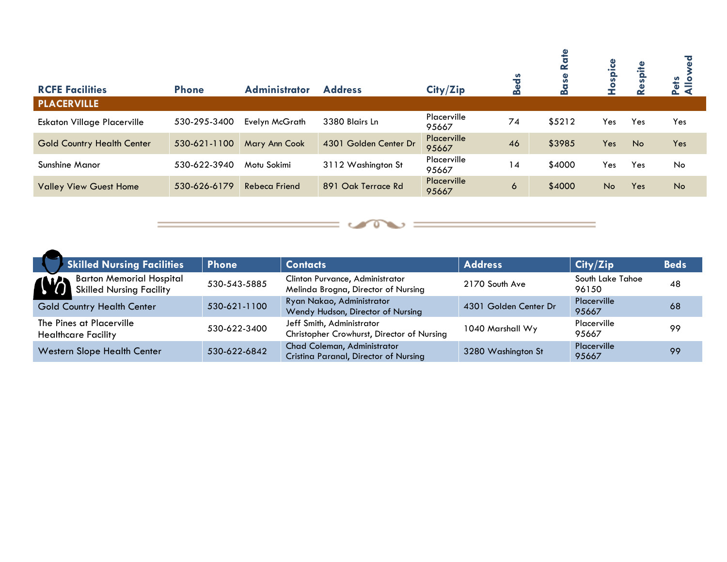| RCFE Facilities | Phone | Administrator | Address | City/Zip | Beds | Base Rate | Hospice | Respite | Pets Allowed |
|---|---|---|---|---|---|---|---|---|---|
| **PLACERVILLE** | | | | | | | | | |
| Eskaton Village Placerville | 530-295-3400 | Evelyn McGrath | 3380 Blairs Ln | Placerville 95667 | 74 | $5212 | Yes | Yes | Yes |
| Gold Country Health Center | 530-621-1100 | Mary Ann Cook | 4301 Golden Center Dr | Placerville 95667 | 46 | $3985 | Yes | No | Yes |
| Sunshine Manor | 530-622-3940 | Motu Sokimi | 3112 Washington St | Placerville 95667 | 14 | $4000 | Yes | Yes | No |
| Valley View Guest Home | 530-626-6179 | Rebeca Friend | 891 Oak Terrace Rd | Placerville 95667 | 6 | $4000 | No | Yes | No |

| Skilled Nursing Facilities | Phone | Contacts | Address | City/Zip | Beds |
|---|---|---|---|---|---|
| Barton Memorial Hospital Skilled Nursing Facility | 530-543-5885 | Clinton Purvance, Administrator<br>Melinda Brogna, Director of Nursing | 2170 South Ave | South Lake Tahoe 96150 | 48 |
| Gold Country Health Center | 530-621-1100 | Ryan Nakao, Administrator<br>Wendy Hudson, Director of Nursing | 4301 Golden Center Dr | Placerville 95667 | 68 |
| The Pines at Placerville Healthcare Facility | 530-622-3400 | Jeff Smith, Administrator<br>Christopher Crowhurst, Director of Nursing | 1040 Marshall Wy | Placerville 95667 | 99 |
| Western Slope Health Center | 530-622-6842 | Chad Coleman, Administrator<br>Cristina Paranal, Director of Nursing | 3280 Washington St | Placerville 95667 | 99 |